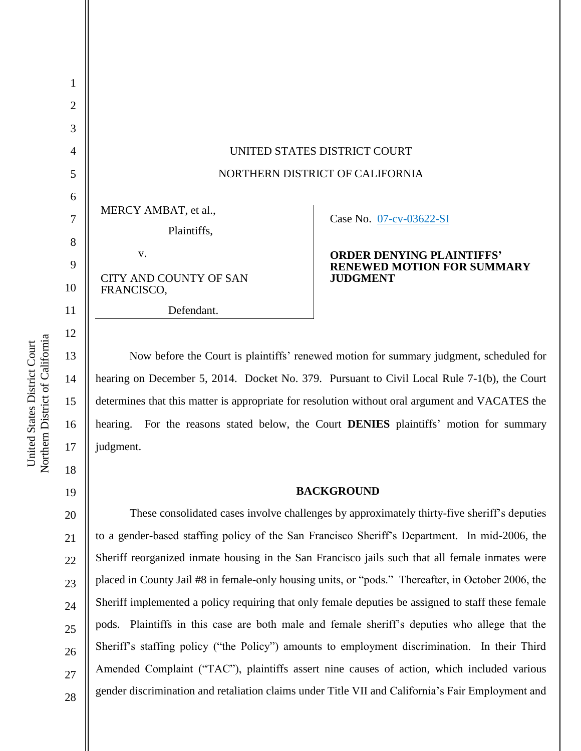UNITED STATES DISTRICT COURT

NORTHERN DISTRICT OF CALIFORNIA

MERCY AMBAT, et al.,

Plaintiffs,

v.

CITY AND COUNTY OF SAN FRANCISCO,

Defendant.

Case No. 07-cv-03622-SI

**ORDER DENYING PLAINTIFFS' RENEWED MOTION FOR SUMMARY JUDGMENT**

Now before the Court is plaintiffs' renewed motion for summary judgment, scheduled for hearing on December 5, 2014. Docket No. 379. Pursuant to Civil Local Rule 7-1(b), the Court determines that this matter is appropriate for resolution without oral argument and VACATES the hearing. For the reasons stated below, the Court **DENIES** plaintiffs' motion for summary judgment.

## BACKGROUND

These consolidated cases involve challenges by approximately thirty-five sheriff's deputies to a gender-based staffing policy of the San Francisco Sheriff's Department. In mid-2006, the Sheriff reorganized inmate housing in the San Francisco jails such that all female inmates were placed in County Jail #8 in female-only housing units, or "pods." Thereafter, in October 2006, the Sheriff implemented a policy requiring that only female deputies be assigned to staff these female pods. Plaintiffs in this case are both male and female sheriff's deputies who allege that the Sheriff's staffing policy ("the Policy") amounts to employment discrimination. In their Third Amended Complaint ("TAC"), plaintiffs assert nine causes of action, which included various gender discrimination and retaliation claims under Title VII and California's Fair Employment and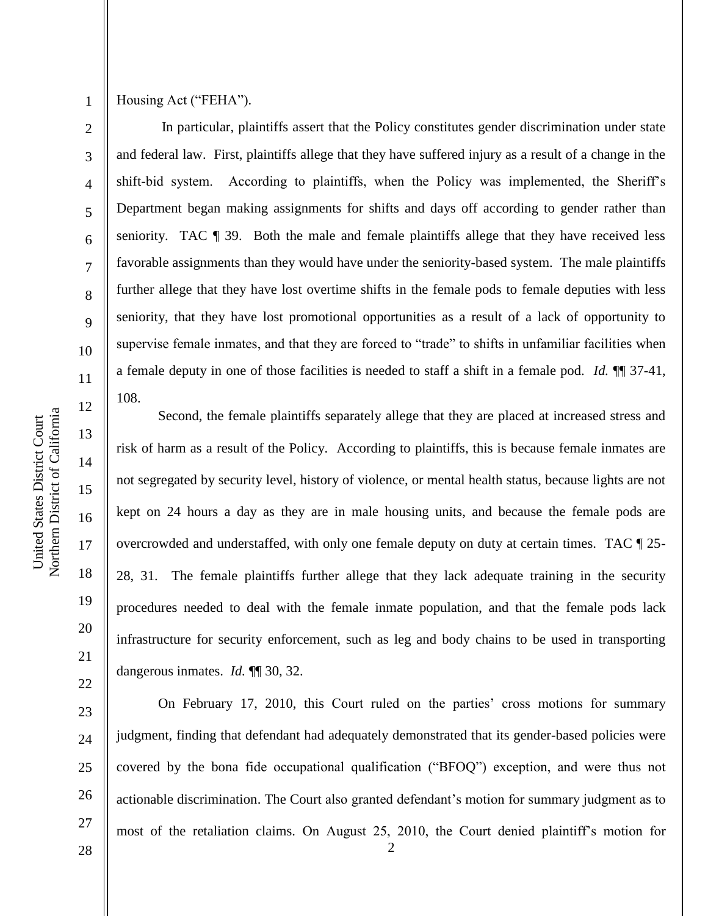Housing Act ("FEHA").

In particular, plaintiffs assert that the Policy constitutes gender discrimination under state and federal law. First, plaintiffs allege that they have suffered injury as a result of a change in the shift-bid system. According to plaintiffs, when the Policy was implemented, the Sheriff's Department began making assignments for shifts and days off according to gender rather than seniority. TAC ¶ 39. Both the male and female plaintiffs allege that they have received less favorable assignments than they would have under the seniority-based system. The male plaintiffs further allege that they have lost overtime shifts in the female pods to female deputies with less seniority, that they have lost promotional opportunities as a result of a lack of opportunity to supervise female inmates, and that they are forced to "trade" to shifts in unfamiliar facilities when a female deputy in one of those facilities is needed to staff a shift in a female pod. *Id.* ¶¶ 37-41, 108.

Second, the female plaintiffs separately allege that they are placed at increased stress and risk of harm as a result of the Policy. According to plaintiffs, this is because female inmates are not segregated by security level, history of violence, or mental health status, because lights are not kept on 24 hours a day as they are in male housing units, and because the female pods are overcrowded and understaffed, with only one female deputy on duty at certain times. TAC ¶ 25-28, 31. The female plaintiffs further allege that they lack adequate training in the security procedures needed to deal with the female inmate population, and that the female pods lack infrastructure for security enforcement, such as leg and body chains to be used in transporting dangerous inmates. *Id.* ¶¶ 30, 32.

On February 17, 2010, this Court ruled on the parties' cross motions for summary judgment, finding that defendant had adequately demonstrated that its gender-based policies were covered by the bona fide occupational qualification ("BFOQ") exception, and were thus not actionable discrimination. The Court also granted defendant's motion for summary judgment as to most of the retaliation claims. On August 25, 2010, the Court denied plaintiff's motion for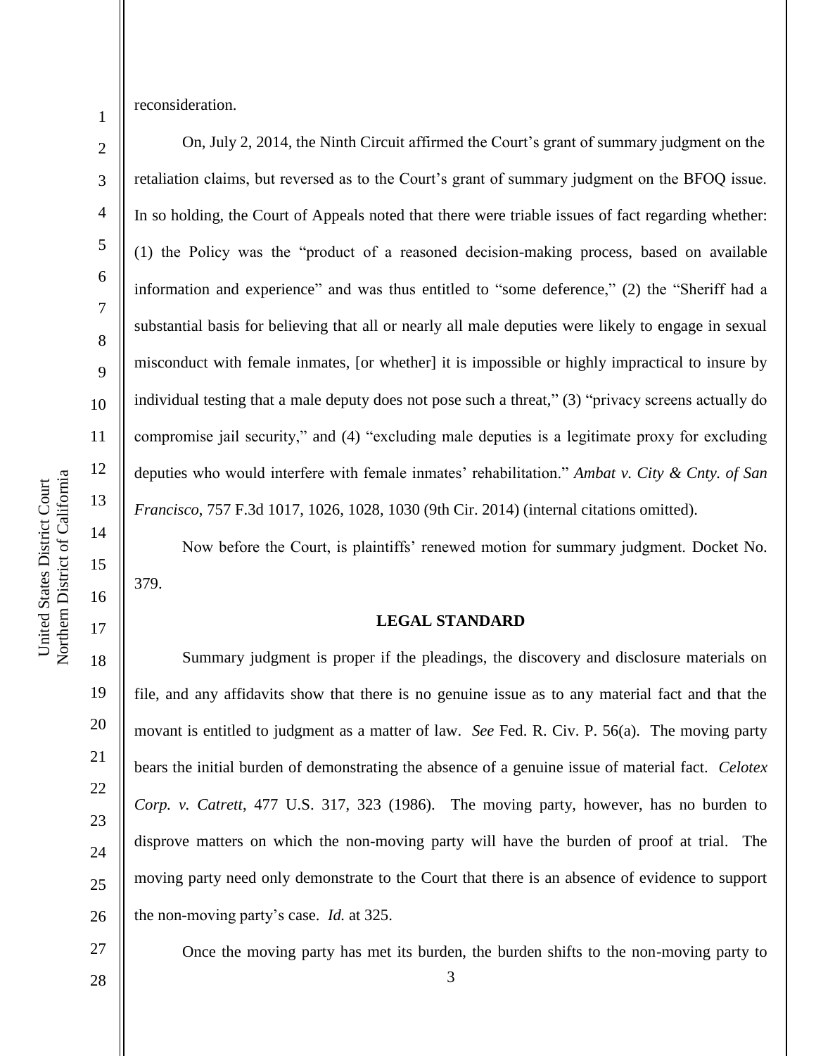reconsideration.

On, July 2, 2014, the Ninth Circuit affirmed the Court's grant of summary judgment on the retaliation claims, but reversed as to the Court's grant of summary judgment on the BFOQ issue. In so holding, the Court of Appeals noted that there were triable issues of fact regarding whether: (1) the Policy was the "product of a reasoned decision-making process, based on available information and experience" and was thus entitled to "some deference," (2) the "Sheriff had a substantial basis for believing that all or nearly all male deputies were likely to engage in sexual misconduct with female inmates, [or whether] it is impossible or highly impractical to insure by individual testing that a male deputy does not pose such a threat," (3) "privacy screens actually do compromise jail security," and (4) "excluding male deputies is a legitimate proxy for excluding deputies who would interfere with female inmates' rehabilitation." *Ambat v. City & Cnty. of San Francisco*, 757 F.3d 1017, 1026, 1028, 1030 (9th Cir. 2014) (internal citations omitted).

Now before the Court, is plaintiffs' renewed motion for summary judgment. Docket No. 379.

## LEGAL STANDARD

Summary judgment is proper if the pleadings, the discovery and disclosure materials on file, and any affidavits show that there is no genuine issue as to any material fact and that the movant is entitled to judgment as a matter of law. *See* Fed. R. Civ. P. 56(a). The moving party bears the initial burden of demonstrating the absence of a genuine issue of material fact. *Celotex Corp. v. Catrett*, 477 U.S. 317, 323 (1986). The moving party, however, has no burden to disprove matters on which the non-moving party will have the burden of proof at trial. The moving party need only demonstrate to the Court that there is an absence of evidence to support the non-moving party's case. *Id.* at 325.

Once the moving party has met its burden, the burden shifts to the non-moving party to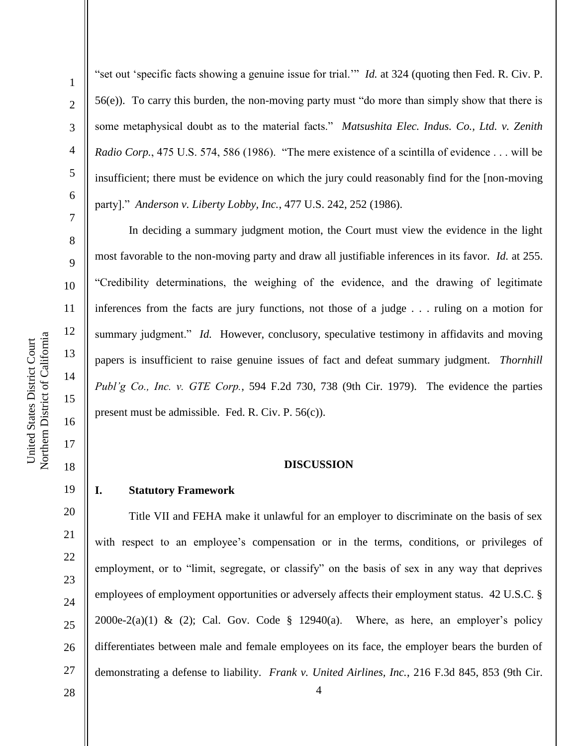"set out 'specific facts showing a genuine issue for trial.'" *Id.* at 324 (quoting then Fed. R. Civ. P. 56(e)). To carry this burden, the non-moving party must "do more than simply show that there is some metaphysical doubt as to the material facts." *Matsushita Elec. Indus. Co., Ltd. v. Zenith Radio Corp.*, 475 U.S. 574, 586 (1986). "The mere existence of a scintilla of evidence . . . will be insufficient; there must be evidence on which the jury could reasonably find for the [non-moving party]." *Anderson v. Liberty Lobby, Inc.*, 477 U.S. 242, 252 (1986).

In deciding a summary judgment motion, the Court must view the evidence in the light most favorable to the non-moving party and draw all justifiable inferences in its favor. *Id.* at 255. "Credibility determinations, the weighing of the evidence, and the drawing of legitimate inferences from the facts are jury functions, not those of a judge . . . ruling on a motion for summary judgment." *Id.* However, conclusory, speculative testimony in affidavits and moving papers is insufficient to raise genuine issues of fact and defeat summary judgment. *Thornhill Publ'g Co., Inc. v. GTE Corp.*, 594 F.2d 730, 738 (9th Cir. 1979). The evidence the parties present must be admissible. Fed. R. Civ. P. 56(c)).

## DISCUSSION

### I. Statutory Framework

Title VII and FEHA make it unlawful for an employer to discriminate on the basis of sex with respect to an employee's compensation or in the terms, conditions, or privileges of employment, or to "limit, segregate, or classify" on the basis of sex in any way that deprives employees of employment opportunities or adversely affects their employment status. 42 U.S.C. § 2000e-2(a)(1) & (2); Cal. Gov. Code § 12940(a). Where, as here, an employer's policy differentiates between male and female employees on its face, the employer bears the burden of demonstrating a defense to liability. *Frank v. United Airlines, Inc.*, 216 F.3d 845, 853 (9th Cir.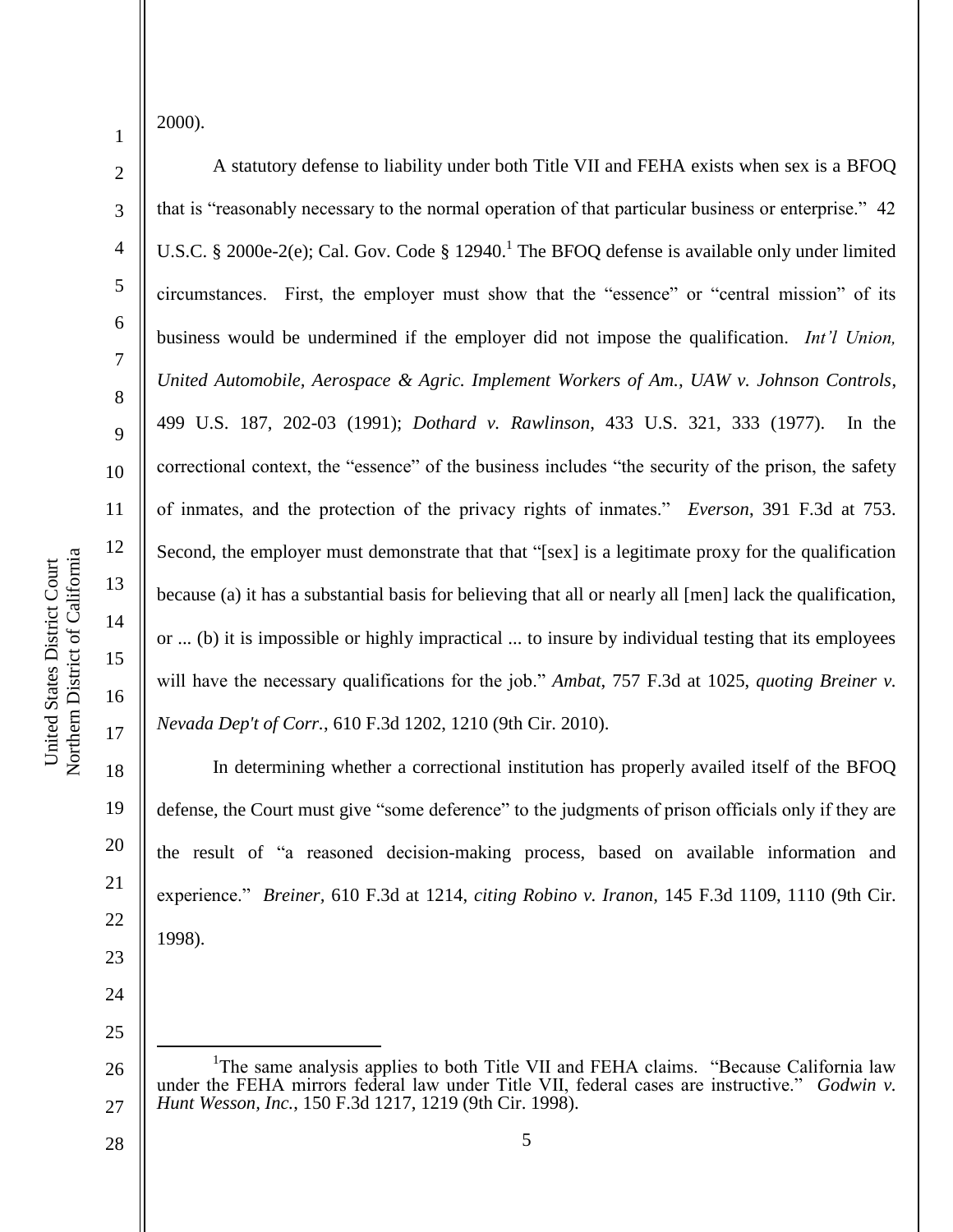2000).

A statutory defense to liability under both Title VII and FEHA exists when sex is a BFOQ that is "reasonably necessary to the normal operation of that particular business or enterprise." 42 U.S.C. § 2000e-2(e); Cal. Gov. Code § 12940.[1] The BFOQ defense is available only under limited circumstances. First, the employer must show that the "essence" or "central mission" of its business would be undermined if the employer did not impose the qualification. *Int'l Union, United Automobile, Aerospace & Agric. Implement Workers of Am., UAW v. Johnson Controls*, 499 U.S. 187, 202-03 (1991); *Dothard v. Rawlinson*, 433 U.S. 321, 333 (1977). In the correctional context, the "essence" of the business includes "the security of the prison, the safety of inmates, and the protection of the privacy rights of inmates." *Everson*, 391 F.3d at 753. Second, the employer must demonstrate that that "[sex] is a legitimate proxy for the qualification because (a) it has a substantial basis for believing that all or nearly all [men] lack the qualification, or ... (b) it is impossible or highly impractical ... to insure by individual testing that its employees will have the necessary qualifications for the job." *Ambat*, 757 F.3d at 1025, *quoting Breiner v. Nevada Dep't of Corr.*, 610 F.3d 1202, 1210 (9th Cir. 2010).

In determining whether a correctional institution has properly availed itself of the BFOQ defense, the Court must give "some deference" to the judgments of prison officials only if they are the result of "a reasoned decision-making process, based on available information and experience." *Breiner*, 610 F.3d at 1214, *citing Robino v. Iranon*, 145 F.3d 1109, 1110 (9th Cir. 1998).

---

[1] The same analysis applies to both Title VII and FEHA claims. "Because California law under the FEHA mirrors federal law under Title VII, federal cases are instructive." *Godwin v. Hunt Wesson, Inc.*, 150 F.3d 1217, 1219 (9th Cir. 1998).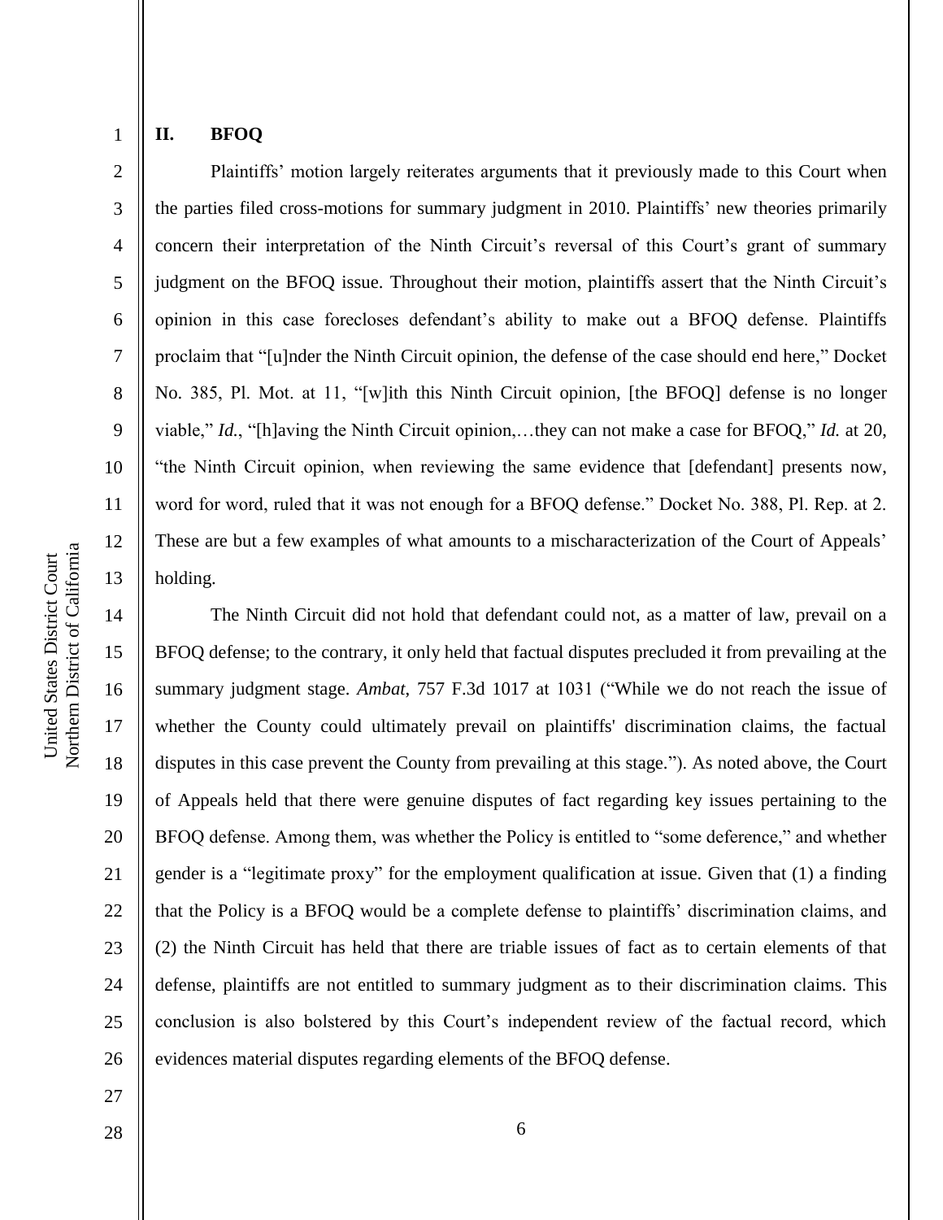## II. BFOQ

Plaintiffs' motion largely reiterates arguments that it previously made to this Court when the parties filed cross-motions for summary judgment in 2010. Plaintiffs' new theories primarily concern their interpretation of the Ninth Circuit's reversal of this Court's grant of summary judgment on the BFOQ issue. Throughout their motion, plaintiffs assert that the Ninth Circuit's opinion in this case forecloses defendant's ability to make out a BFOQ defense. Plaintiffs proclaim that "[u]nder the Ninth Circuit opinion, the defense of the case should end here," Docket No. 385, Pl. Mot. at 11, "[w]ith this Ninth Circuit opinion, [the BFOQ] defense is no longer viable," *Id.*, "[h]aving the Ninth Circuit opinion,…they can not make a case for BFOQ," *Id.* at 20, "the Ninth Circuit opinion, when reviewing the same evidence that [defendant] presents now, word for word, ruled that it was not enough for a BFOQ defense." Docket No. 388, Pl. Rep. at 2. These are but a few examples of what amounts to a mischaracterization of the Court of Appeals' holding.

The Ninth Circuit did not hold that defendant could not, as a matter of law, prevail on a BFOQ defense; to the contrary, it only held that factual disputes precluded it from prevailing at the summary judgment stage. *Ambat*, 757 F.3d 1017 at 1031 ("While we do not reach the issue of whether the County could ultimately prevail on plaintiffs' discrimination claims, the factual disputes in this case prevent the County from prevailing at this stage."). As noted above, the Court of Appeals held that there were genuine disputes of fact regarding key issues pertaining to the BFOQ defense. Among them, was whether the Policy is entitled to "some deference," and whether gender is a "legitimate proxy" for the employment qualification at issue. Given that (1) a finding that the Policy is a BFOQ would be a complete defense to plaintiffs' discrimination claims, and (2) the Ninth Circuit has held that there are triable issues of fact as to certain elements of that defense, plaintiffs are not entitled to summary judgment as to their discrimination claims. This conclusion is also bolstered by this Court's independent review of the factual record, which evidences material disputes regarding elements of the BFOQ defense.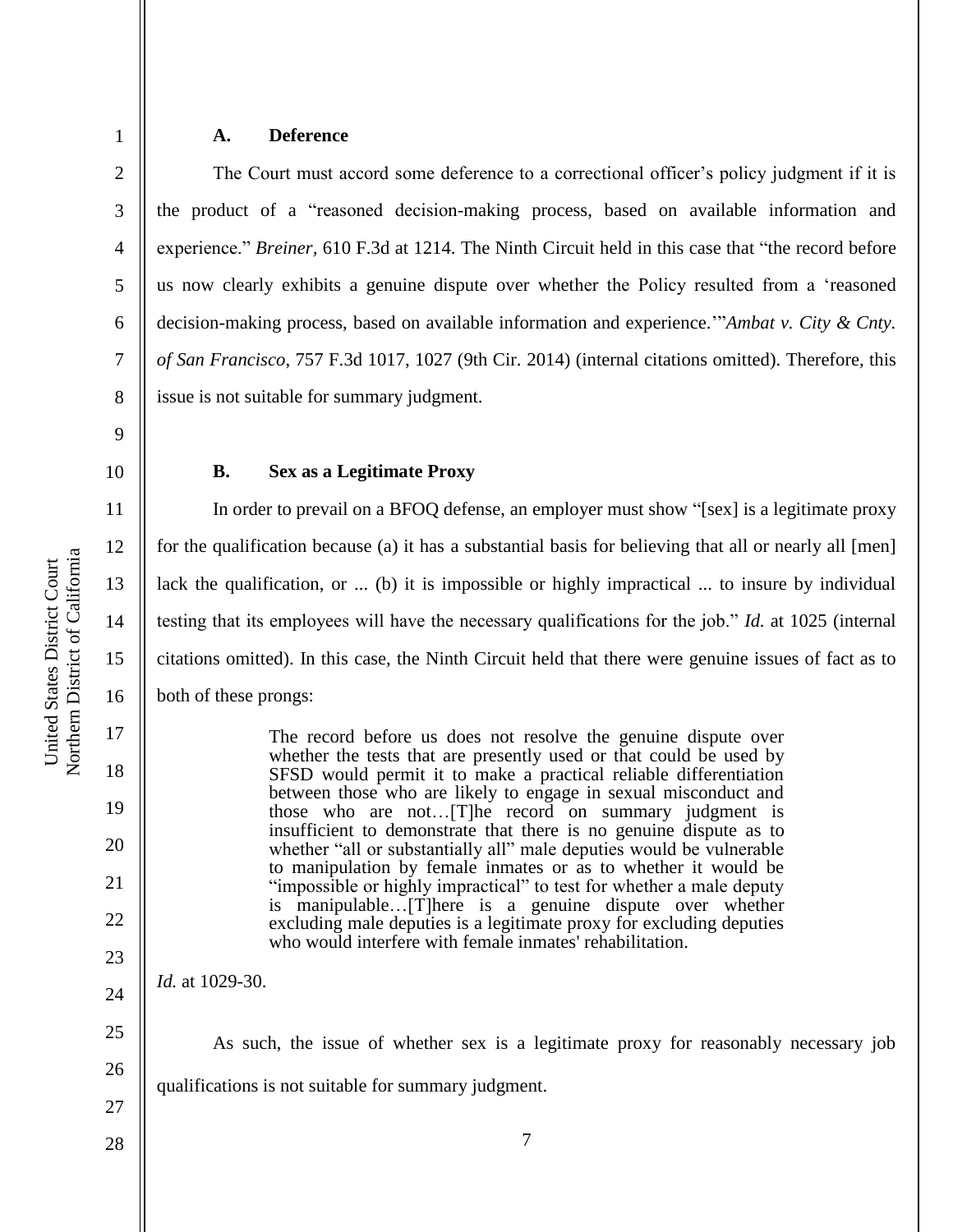### A. Deference

The Court must accord some deference to a correctional officer's policy judgment if it is the product of a "reasoned decision-making process, based on available information and experience." *Breiner,* 610 F.3d at 1214. The Ninth Circuit held in this case that "the record before us now clearly exhibits a genuine dispute over whether the Policy resulted from a 'reasoned decision-making process, based on available information and experience.'"*Ambat v. City & Cnty. of San Francisco,* 757 F.3d 1017, 1027 (9th Cir. 2014) (internal citations omitted). Therefore, this issue is not suitable for summary judgment.

### B. Sex as a Legitimate Proxy

In order to prevail on a BFOQ defense, an employer must show "[sex] is a legitimate proxy for the qualification because (a) it has a substantial basis for believing that all or nearly all [men] lack the qualification, or ... (b) it is impossible or highly impractical ... to insure by individual testing that its employees will have the necessary qualifications for the job." *Id.* at 1025 (internal citations omitted). In this case, the Ninth Circuit held that there were genuine issues of fact as to both of these prongs:

> The record before us does not resolve the genuine dispute over whether the tests that are presently used or that could be used by SFSD would permit it to make a practical reliable differentiation between those who are likely to engage in sexual misconduct and those who are not…[T]he record on summary judgment is insufficient to demonstrate that there is no genuine dispute as to whether "all or substantially all" male deputies would be vulnerable to manipulation by female inmates or as to whether it would be "impossible or highly impractical" to test for whether a male deputy is manipulable…[T]here is a genuine dispute over whether excluding male deputies is a legitimate proxy for excluding deputies who would interfere with female inmates' rehabilitation.

*Id.* at 1029-30.

As such, the issue of whether sex is a legitimate proxy for reasonably necessary job qualifications is not suitable for summary judgment.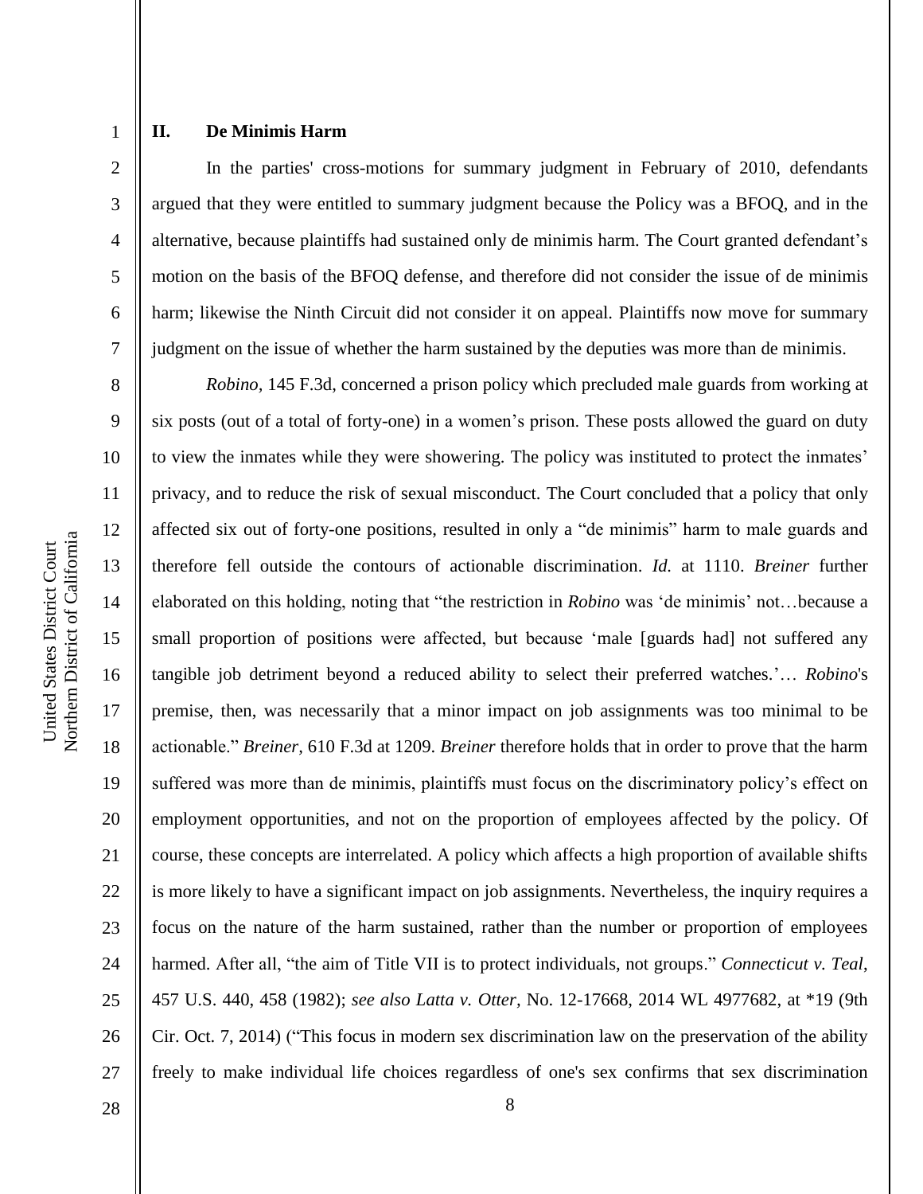## II. De Minimis Harm

In the parties' cross-motions for summary judgment in February of 2010, defendants argued that they were entitled to summary judgment because the Policy was a BFOQ, and in the alternative, because plaintiffs had sustained only de minimis harm. The Court granted defendant's motion on the basis of the BFOQ defense, and therefore did not consider the issue of de minimis harm; likewise the Ninth Circuit did not consider it on appeal. Plaintiffs now move for summary judgment on the issue of whether the harm sustained by the deputies was more than de minimis.

*Robino*, 145 F.3d, concerned a prison policy which precluded male guards from working at six posts (out of a total of forty-one) in a women's prison. These posts allowed the guard on duty to view the inmates while they were showering. The policy was instituted to protect the inmates' privacy, and to reduce the risk of sexual misconduct. The Court concluded that a policy that only affected six out of forty-one positions, resulted in only a "de minimis" harm to male guards and therefore fell outside the contours of actionable discrimination. *Id.* at 1110. *Breiner* further elaborated on this holding, noting that "the restriction in *Robino* was 'de minimis' not…because a small proportion of positions were affected, but because 'male [guards had] not suffered any tangible job detriment beyond a reduced ability to select their preferred watches.'… *Robino*'s premise, then, was necessarily that a minor impact on job assignments was too minimal to be actionable." *Breiner*, 610 F.3d at 1209. *Breiner* therefore holds that in order to prove that the harm suffered was more than de minimis, plaintiffs must focus on the discriminatory policy's effect on employment opportunities, and not on the proportion of employees affected by the policy. Of course, these concepts are interrelated. A policy which affects a high proportion of available shifts is more likely to have a significant impact on job assignments. Nevertheless, the inquiry requires a focus on the nature of the harm sustained, rather than the number or proportion of employees harmed. After all, "the aim of Title VII is to protect individuals, not groups." *Connecticut v. Teal*, 457 U.S. 440, 458 (1982); *see also Latta v. Otter*, No. 12-17668, 2014 WL 4977682, at *19 (9th Cir. Oct. 7, 2014) ("This focus in modern sex discrimination law on the preservation of the ability freely to make individual life choices regardless of one's sex confirms that sex discrimination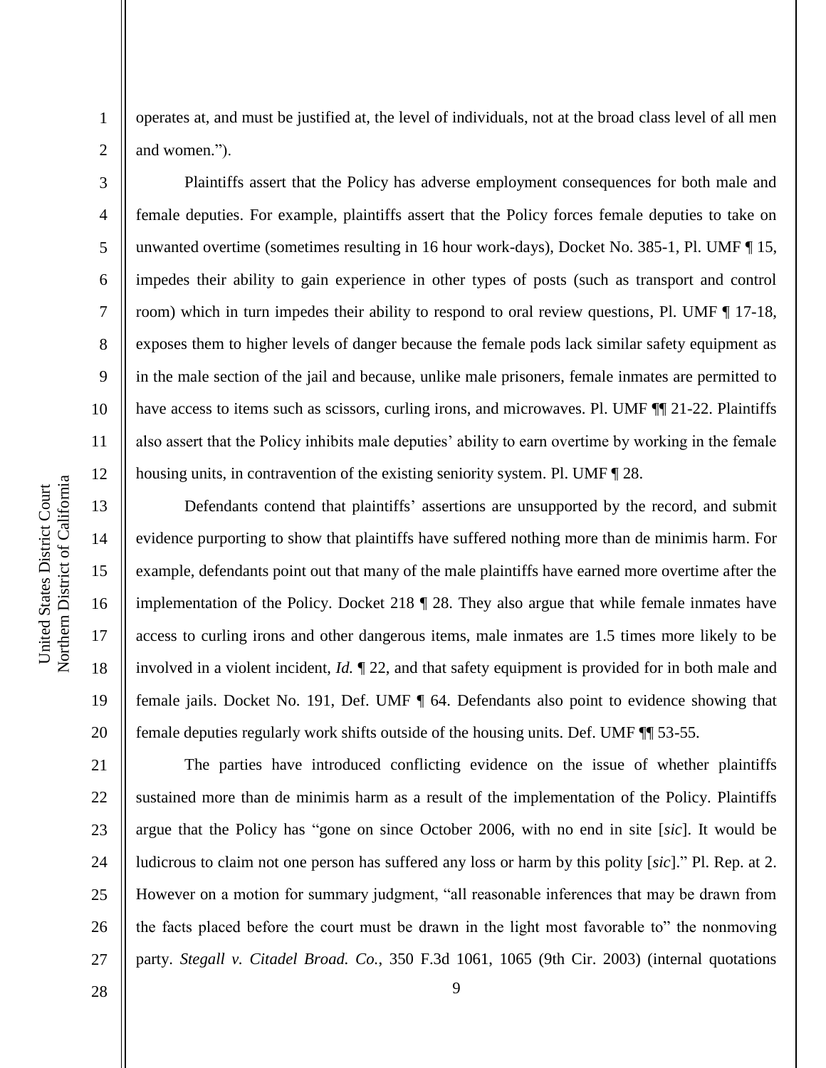operates at, and must be justified at, the level of individuals, not at the broad class level of all men and women.").

Plaintiffs assert that the Policy has adverse employment consequences for both male and female deputies. For example, plaintiffs assert that the Policy forces female deputies to take on unwanted overtime (sometimes resulting in 16 hour work-days), Docket No. 385-1, Pl. UMF ¶ 15, impedes their ability to gain experience in other types of posts (such as transport and control room) which in turn impedes their ability to respond to oral review questions, Pl. UMF ¶ 17-18, exposes them to higher levels of danger because the female pods lack similar safety equipment as in the male section of the jail and because, unlike male prisoners, female inmates are permitted to have access to items such as scissors, curling irons, and microwaves. Pl. UMF ¶¶ 21-22. Plaintiffs also assert that the Policy inhibits male deputies' ability to earn overtime by working in the female housing units, in contravention of the existing seniority system. Pl. UMF ¶ 28.

Defendants contend that plaintiffs' assertions are unsupported by the record, and submit evidence purporting to show that plaintiffs have suffered nothing more than de minimis harm. For example, defendants point out that many of the male plaintiffs have earned more overtime after the implementation of the Policy. Docket 218 ¶ 28. They also argue that while female inmates have access to curling irons and other dangerous items, male inmates are 1.5 times more likely to be involved in a violent incident, *Id.* ¶ 22, and that safety equipment is provided for in both male and female jails. Docket No. 191, Def. UMF ¶ 64. Defendants also point to evidence showing that female deputies regularly work shifts outside of the housing units. Def. UMF ¶¶ 53-55.

The parties have introduced conflicting evidence on the issue of whether plaintiffs sustained more than de minimis harm as a result of the implementation of the Policy. Plaintiffs argue that the Policy has "gone on since October 2006, with no end in site [*sic*]. It would be ludicrous to claim not one person has suffered any loss or harm by this polity [*sic*]." Pl. Rep. at 2. However on a motion for summary judgment, "all reasonable inferences that may be drawn from the facts placed before the court must be drawn in the light most favorable to" the nonmoving party. *Stegall v. Citadel Broad. Co.*, 350 F.3d 1061, 1065 (9th Cir. 2003) (internal quotations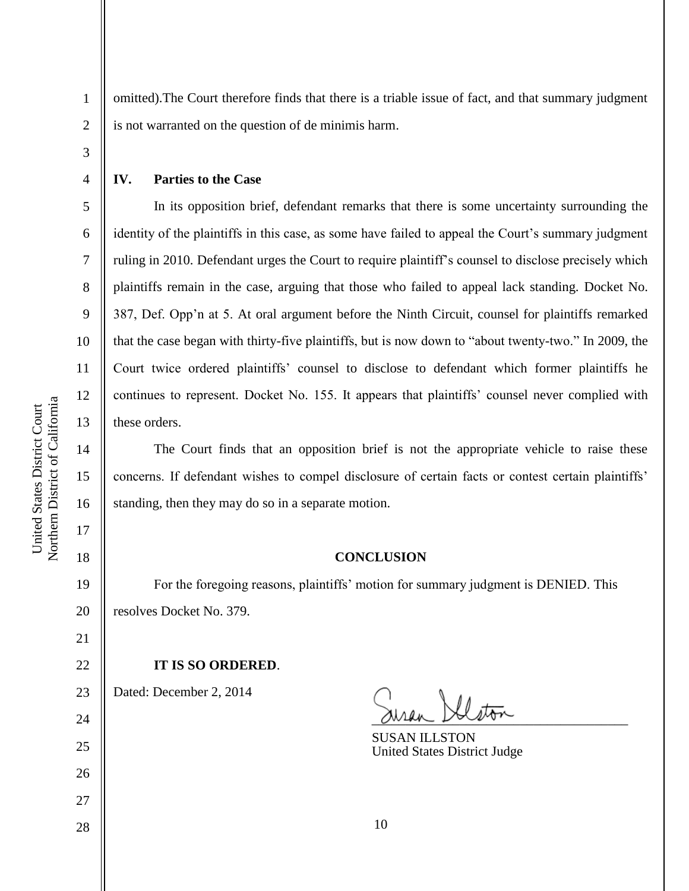omitted).The Court therefore finds that there is a triable issue of fact, and that summary judgment is not warranted on the question of de minimis harm.

## IV. Parties to the Case

In its opposition brief, defendant remarks that there is some uncertainty surrounding the identity of the plaintiffs in this case, as some have failed to appeal the Court's summary judgment ruling in 2010. Defendant urges the Court to require plaintiff's counsel to disclose precisely which plaintiffs remain in the case, arguing that those who failed to appeal lack standing. Docket No. 387, Def. Opp'n at 5. At oral argument before the Ninth Circuit, counsel for plaintiffs remarked that the case began with thirty-five plaintiffs, but is now down to "about twenty-two." In 2009, the Court twice ordered plaintiffs' counsel to disclose to defendant which former plaintiffs he continues to represent. Docket No. 155. It appears that plaintiffs' counsel never complied with these orders.

The Court finds that an opposition brief is not the appropriate vehicle to raise these concerns. If defendant wishes to compel disclosure of certain facts or contest certain plaintiffs' standing, then they may do so in a separate motion.

## CONCLUSION

For the foregoing reasons, plaintiffs' motion for summary judgment is DENIED. This resolves Docket No. 379.

**IT IS SO ORDERED**.

Dated: December 2, 2014

SUSAN ILLSTON
United States District Judge